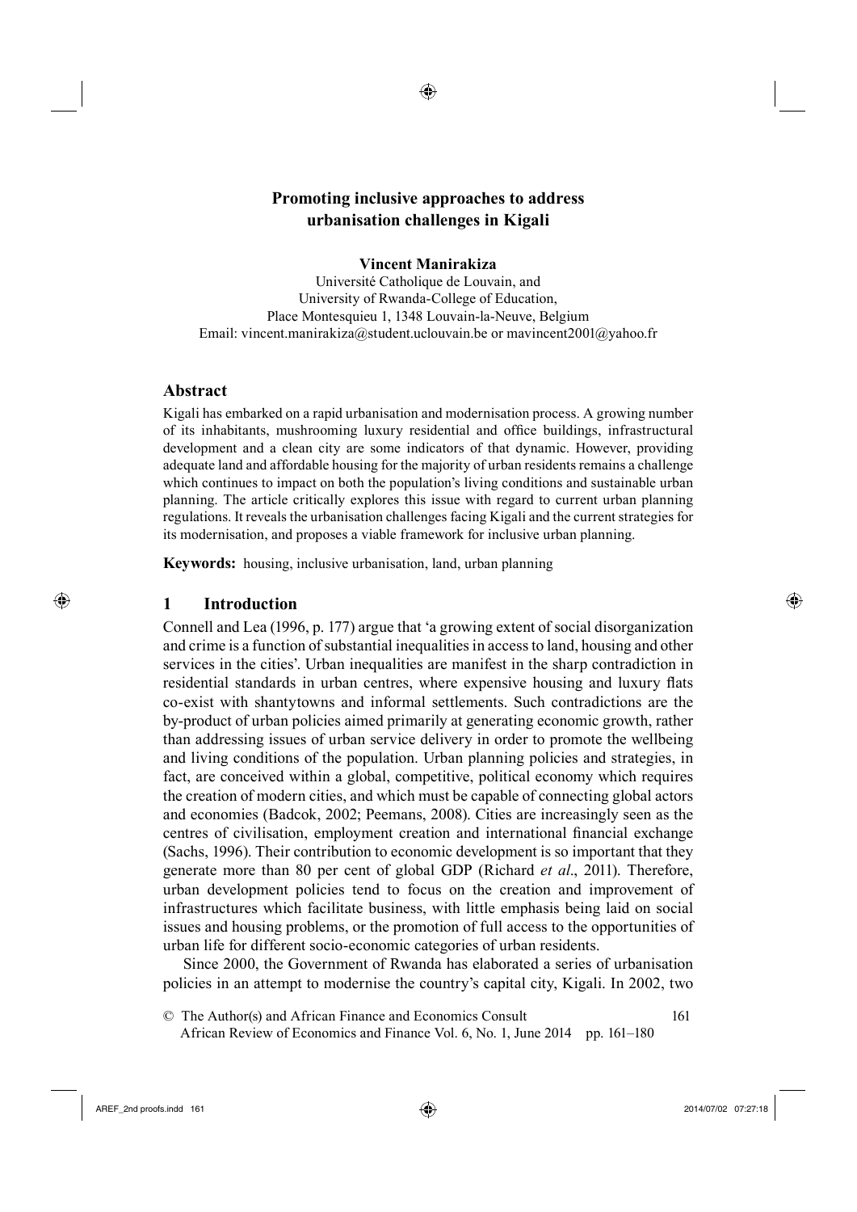# Promoting inclusive approaches to address urbanisation challenges in Kigali

**Vincent Manirakiza**

Université Catholique de Louvain, and
University of Rwanda-College of Education,
Place Montesquieu 1, 1348 Louvain-la-Neuve, Belgium
Email: vincent.manirakiza@student.uclouvain.be or mavincent2001@yahoo.fr

## Abstract

Kigali has embarked on a rapid urbanisation and modernisation process. A growing number of its inhabitants, mushrooming luxury residential and office buildings, infrastructural development and a clean city are some indicators of that dynamic. However, providing adequate land and affordable housing for the majority of urban residents remains a challenge which continues to impact on both the population's living conditions and sustainable urban planning. The article critically explores this issue with regard to current urban planning regulations. It reveals the urbanisation challenges facing Kigali and the current strategies for its modernisation, and proposes a viable framework for inclusive urban planning.

**Keywords:** housing, inclusive urbanisation, land, urban planning

## 1 Introduction

Connell and Lea (1996, p. 177) argue that 'a growing extent of social disorganization and crime is a function of substantial inequalities in access to land, housing and other services in the cities'. Urban inequalities are manifest in the sharp contradiction in residential standards in urban centres, where expensive housing and luxury flats co-exist with shantytowns and informal settlements. Such contradictions are the by-product of urban policies aimed primarily at generating economic growth, rather than addressing issues of urban service delivery in order to promote the wellbeing and living conditions of the population. Urban planning policies and strategies, in fact, are conceived within a global, competitive, political economy which requires the creation of modern cities, and which must be capable of connecting global actors and economies (Badcok, 2002; Peemans, 2008). Cities are increasingly seen as the centres of civilisation, employment creation and international financial exchange (Sachs, 1996). Their contribution to economic development is so important that they generate more than 80 per cent of global GDP (Richard *et al*., 2011). Therefore, urban development policies tend to focus on the creation and improvement of infrastructures which facilitate business, with little emphasis being laid on social issues and housing problems, or the promotion of full access to the opportunities of urban life for different socio-economic categories of urban residents.

Since 2000, the Government of Rwanda has elaborated a series of urbanisation policies in an attempt to modernise the country's capital city, Kigali. In 2002, two

© The Author(s) and African Finance and Economics Consult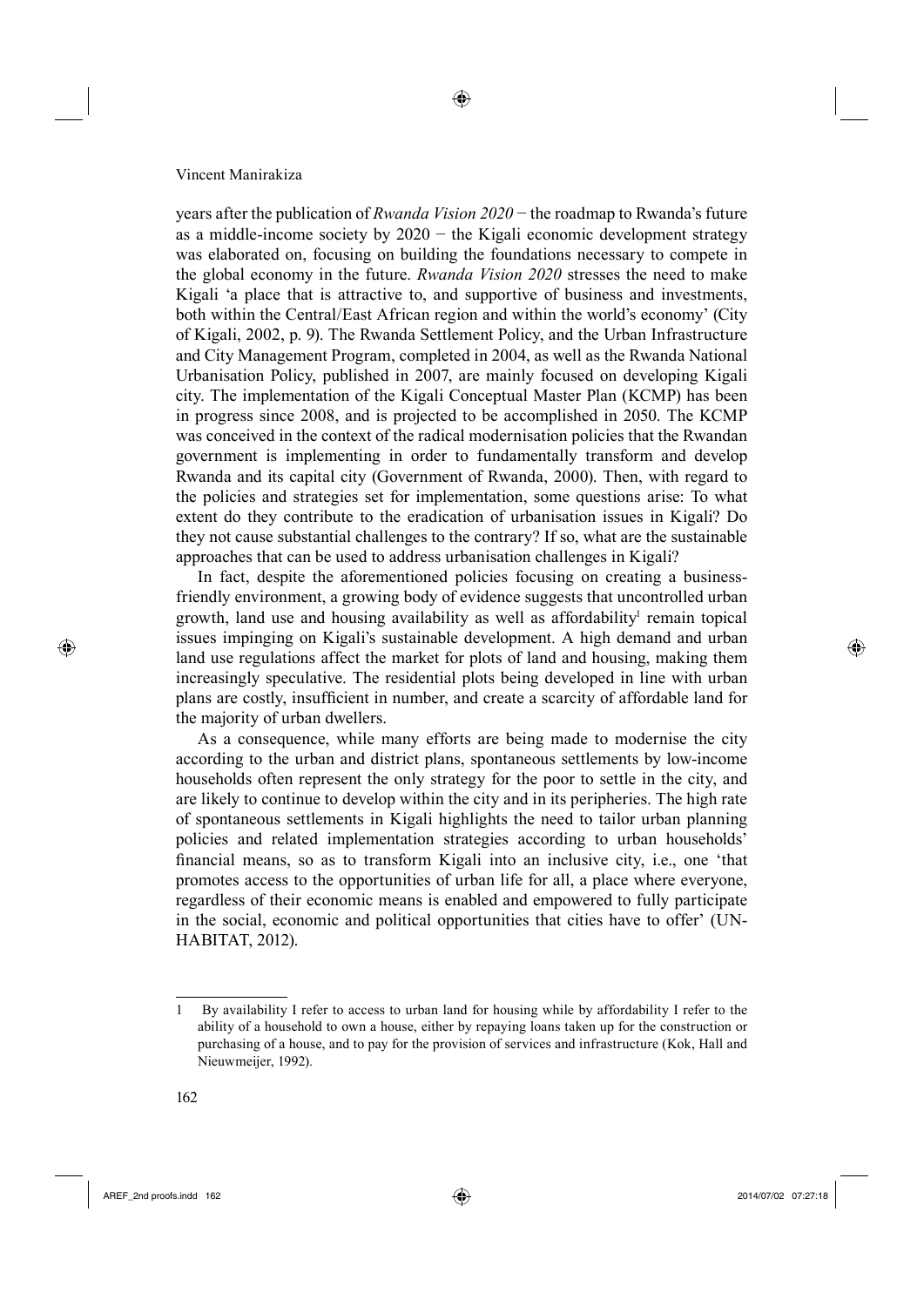years after the publication of *Rwanda Vision 2020* − the roadmap to Rwanda's future as a middle-income society by 2020 − the Kigali economic development strategy was elaborated on, focusing on building the foundations necessary to compete in the global economy in the future. *Rwanda Vision 2020* stresses the need to make Kigali 'a place that is attractive to, and supportive of business and investments, both within the Central/East African region and within the world's economy' (City of Kigali, 2002, p. 9). The Rwanda Settlement Policy, and the Urban Infrastructure and City Management Program, completed in 2004, as well as the Rwanda National Urbanisation Policy, published in 2007, are mainly focused on developing Kigali city. The implementation of the Kigali Conceptual Master Plan (KCMP) has been in progress since 2008, and is projected to be accomplished in 2050. The KCMP was conceived in the context of the radical modernisation policies that the Rwandan government is implementing in order to fundamentally transform and develop Rwanda and its capital city (Government of Rwanda, 2000). Then, with regard to the policies and strategies set for implementation, some questions arise: To what extent do they contribute to the eradication of urbanisation issues in Kigali? Do they not cause substantial challenges to the contrary? If so, what are the sustainable approaches that can be used to address urbanisation challenges in Kigali?

In fact, despite the aforementioned policies focusing on creating a business-friendly environment, a growing body of evidence suggests that uncontrolled urban growth, land use and housing availability as well as affordability[1] remain topical issues impinging on Kigali's sustainable development. A high demand and urban land use regulations affect the market for plots of land and housing, making them increasingly speculative. The residential plots being developed in line with urban plans are costly, insufficient in number, and create a scarcity of affordable land for the majority of urban dwellers.

As a consequence, while many efforts are being made to modernise the city according to the urban and district plans, spontaneous settlements by low-income households often represent the only strategy for the poor to settle in the city, and are likely to continue to develop within the city and in its peripheries. The high rate of spontaneous settlements in Kigali highlights the need to tailor urban planning policies and related implementation strategies according to urban households' financial means, so as to transform Kigali into an inclusive city, i.e., one 'that promotes access to the opportunities of urban life for all, a place where everyone, regardless of their economic means is enabled and empowered to fully participate in the social, economic and political opportunities that cities have to offer' (UN-HABITAT, 2012).

---

1 By availability I refer to access to urban land for housing while by affordability I refer to the ability of a household to own a house, either by repaying loans taken up for the construction or purchasing of a house, and to pay for the provision of services and infrastructure (Kok, Hall and Nieuwmeijer, 1992).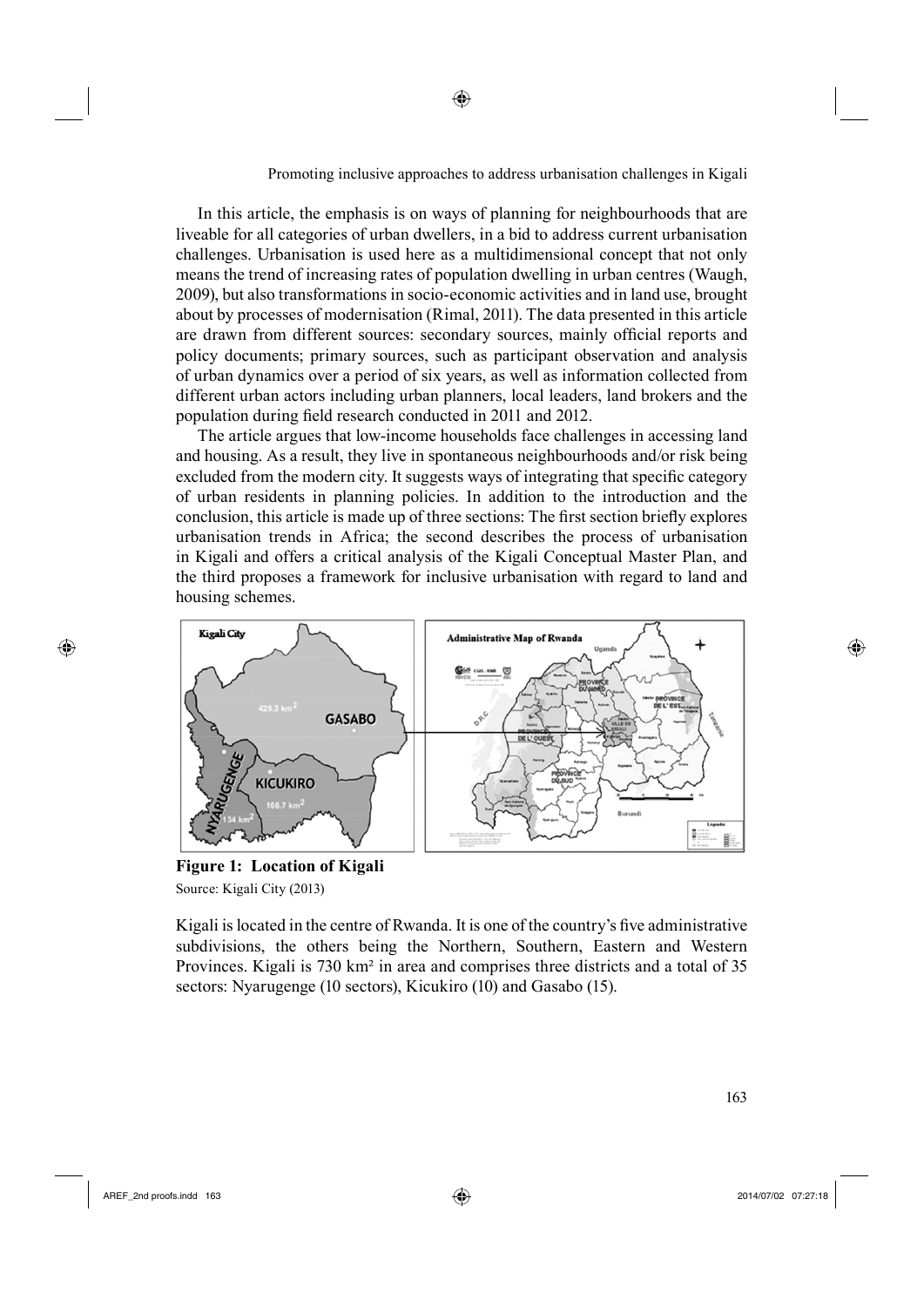In this article, the emphasis is on ways of planning for neighbourhoods that are liveable for all categories of urban dwellers, in a bid to address current urbanisation challenges. Urbanisation is used here as a multidimensional concept that not only means the trend of increasing rates of population dwelling in urban centres (Waugh, 2009), but also transformations in socio-economic activities and in land use, brought about by processes of modernisation (Rimal, 2011). The data presented in this article are drawn from different sources: secondary sources, mainly official reports and policy documents; primary sources, such as participant observation and analysis of urban dynamics over a period of six years, as well as information collected from different urban actors including urban planners, local leaders, land brokers and the population during field research conducted in 2011 and 2012.

The article argues that low-income households face challenges in accessing land and housing. As a result, they live in spontaneous neighbourhoods and/or risk being excluded from the modern city. It suggests ways of integrating that specific category of urban residents in planning policies. In addition to the introduction and the conclusion, this article is made up of three sections: The first section briefly explores urbanisation trends in Africa; the second describes the process of urbanisation in Kigali and offers a critical analysis of the Kigali Conceptual Master Plan, and the third proposes a framework for inclusive urbanisation with regard to land and housing schemes.

**Figure 1: Location of Kigali**

Source: Kigali City (2013)

Kigali is located in the centre of Rwanda. It is one of the country's five administrative subdivisions, the others being the Northern, Southern, Eastern and Western Provinces. Kigali is 730 km² in area and comprises three districts and a total of 35 sectors: Nyarugenge (10 sectors), Kicukiro (10) and Gasabo (15).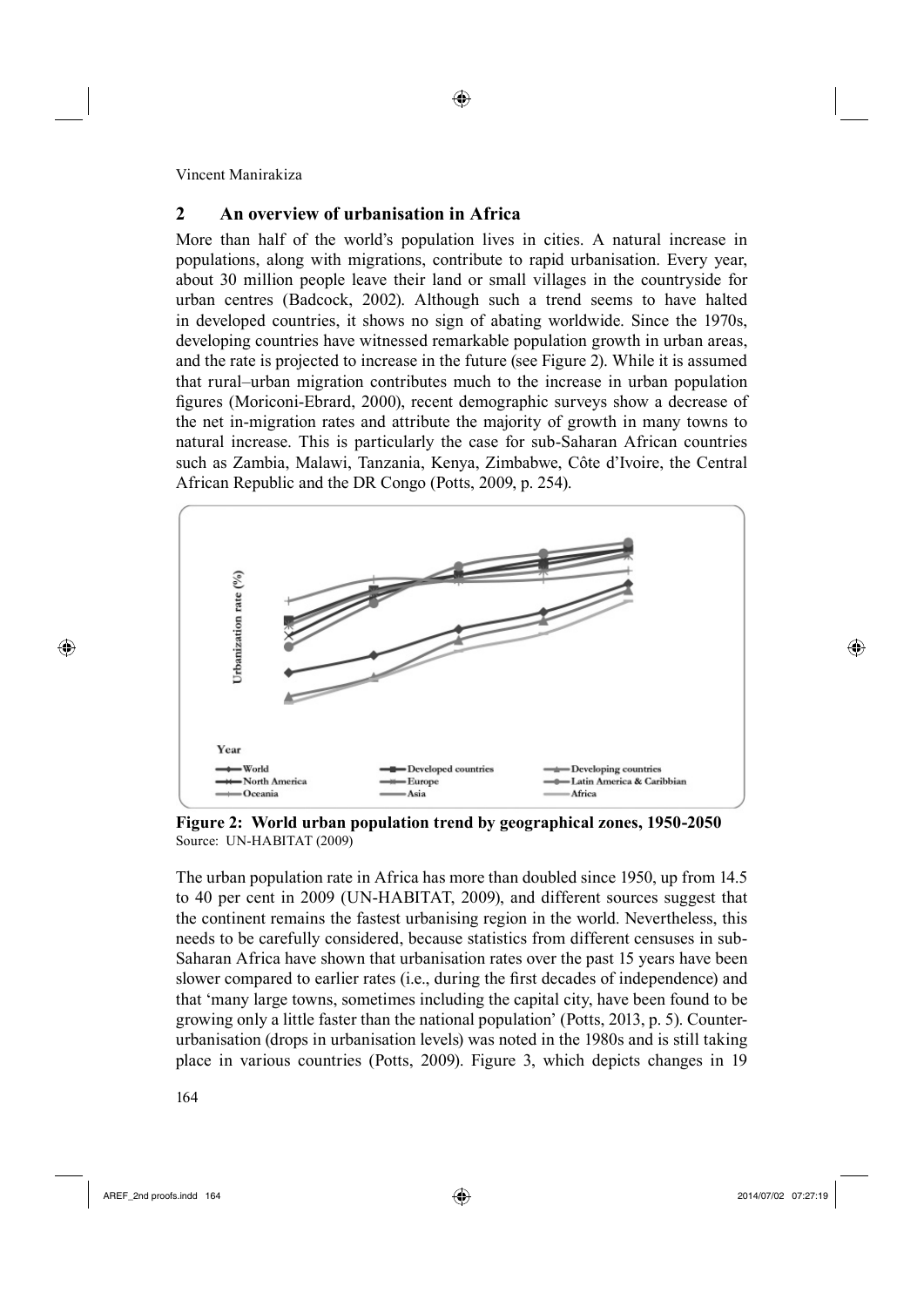## 2 An overview of urbanisation in Africa

More than half of the world's population lives in cities. A natural increase in populations, along with migrations, contribute to rapid urbanisation. Every year, about 30 million people leave their land or small villages in the countryside for urban centres (Badcock, 2002). Although such a trend seems to have halted in developed countries, it shows no sign of abating worldwide. Since the 1970s, developing countries have witnessed remarkable population growth in urban areas, and the rate is projected to increase in the future (see Figure 2). While it is assumed that rural–urban migration contributes much to the increase in urban population figures (Moriconi-Ebrard, 2000), recent demographic surveys show a decrease of the net in-migration rates and attribute the majority of growth in many towns to natural increase. This is particularly the case for sub-Saharan African countries such as Zambia, Malawi, Tanzania, Kenya, Zimbabwe, Côte d'Ivoire, the Central African Republic and the DR Congo (Potts, 2009, p. 254).

**Figure 2: World urban population trend by geographical zones, 1950-2050**
Source: UN-HABITAT (2009)

The urban population rate in Africa has more than doubled since 1950, up from 14.5 to 40 per cent in 2009 (UN-HABITAT, 2009), and different sources suggest that the continent remains the fastest urbanising region in the world. Nevertheless, this needs to be carefully considered, because statistics from different censuses in sub-Saharan Africa have shown that urbanisation rates over the past 15 years have been slower compared to earlier rates (i.e., during the first decades of independence) and that 'many large towns, sometimes including the capital city, have been found to be growing only a little faster than the national population' (Potts, 2013, p. 5). Counter-urbanisation (drops in urbanisation levels) was noted in the 1980s and is still taking place in various countries (Potts, 2009). Figure 3, which depicts changes in 19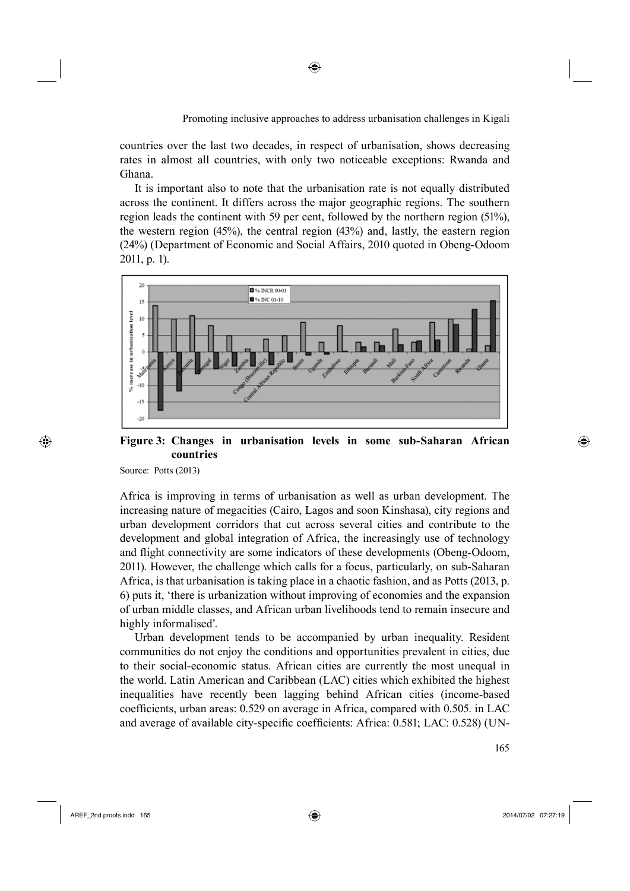countries over the last two decades, in respect of urbanisation, shows decreasing rates in almost all countries, with only two noticeable exceptions: Rwanda and Ghana.

It is important also to note that the urbanisation rate is not equally distributed across the continent. It differs across the major geographic regions. The southern region leads the continent with 59 per cent, followed by the northern region (51%), the western region (45%), the central region (43%) and, lastly, the eastern region (24%) (Department of Economic and Social Affairs, 2010 quoted in Obeng-Odoom 2011, p. 1).

**Figure 3: Changes in urbanisation levels in some sub-Saharan African countries**

Source: Potts (2013)

Africa is improving in terms of urbanisation as well as urban development. The increasing nature of megacities (Cairo, Lagos and soon Kinshasa), city regions and urban development corridors that cut across several cities and contribute to the development and global integration of Africa, the increasingly use of technology and flight connectivity are some indicators of these developments (Obeng-Odoom, 2011). However, the challenge which calls for a focus, particularly, on sub-Saharan Africa, is that urbanisation is taking place in a chaotic fashion, and as Potts (2013, p. 6) puts it, 'there is urbanization without improving of economies and the expansion of urban middle classes, and African urban livelihoods tend to remain insecure and highly informalised'.

Urban development tends to be accompanied by urban inequality. Resident communities do not enjoy the conditions and opportunities prevalent in cities, due to their social-economic status. African cities are currently the most unequal in the world. Latin American and Caribbean (LAC) cities which exhibited the highest inequalities have recently been lagging behind African cities (income-based coefficients, urban areas: 0.529 on average in Africa, compared with 0.505. in LAC and average of available city-specific coefficients: Africa: 0.581; LAC: 0.528) (UN-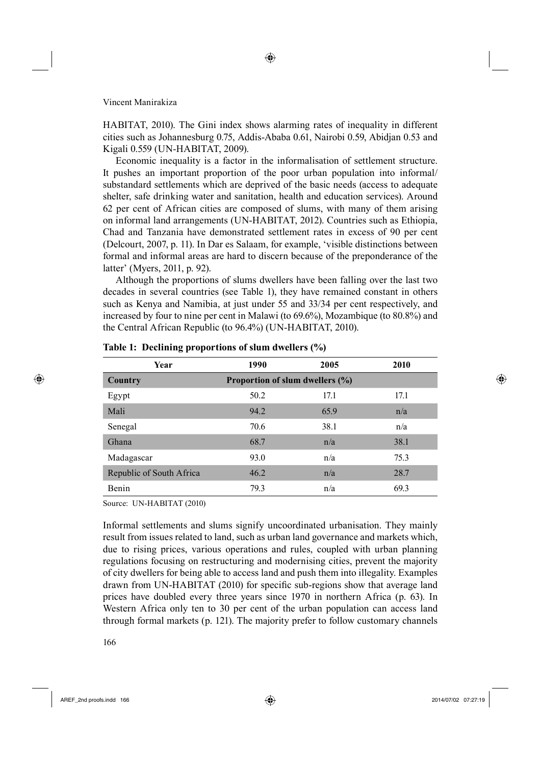HABITAT, 2010). The Gini index shows alarming rates of inequality in different cities such as Johannesburg 0.75, Addis-Ababa 0.61, Nairobi 0.59, Abidjan 0.53 and Kigali 0.559 (UN-HABITAT, 2009).

Economic inequality is a factor in the informalisation of settlement structure. It pushes an important proportion of the poor urban population into informal/substandard settlements which are deprived of the basic needs (access to adequate shelter, safe drinking water and sanitation, health and education services). Around 62 per cent of African cities are composed of slums, with many of them arising on informal land arrangements (UN-HABITAT, 2012). Countries such as Ethiopia, Chad and Tanzania have demonstrated settlement rates in excess of 90 per cent (Delcourt, 2007, p. 11). In Dar es Salaam, for example, 'visible distinctions between formal and informal areas are hard to discern because of the preponderance of the latter' (Myers, 2011, p. 92).

Although the proportions of slums dwellers have been falling over the last two decades in several countries (see Table 1), they have remained constant in others such as Kenya and Namibia, at just under 55 and 33/34 per cent respectively, and increased by four to nine per cent in Malawi (to 69.6%), Mozambique (to 80.8%) and the Central African Republic (to 96.4%) (UN-HABITAT, 2010).

**Table 1: Declining proportions of slum dwellers (%)**

| Year | 1990 | 2005 | 2010 |
|---|---|---|---|
| **Country** | **Proportion of slum dwellers (%)** | | |
| Egypt | 50.2 | 17.1 | 17.1 |
| Mali | 94.2 | 65.9 | n/a |
| Senegal | 70.6 | 38.1 | n/a |
| Ghana | 68.7 | n/a | 38.1 |
| Madagascar | 93.0 | n/a | 75.3 |
| Republic of South Africa | 46.2 | n/a | 28.7 |
| Benin | 79.3 | n/a | 69.3 |

Source: UN-HABITAT (2010)

Informal settlements and slums signify uncoordinated urbanisation. They mainly result from issues related to land, such as urban land governance and markets which, due to rising prices, various operations and rules, coupled with urban planning regulations focusing on restructuring and modernising cities, prevent the majority of city dwellers for being able to access land and push them into illegality. Examples drawn from UN-HABITAT (2010) for specific sub-regions show that average land prices have doubled every three years since 1970 in northern Africa (p. 63). In Western Africa only ten to 30 per cent of the urban population can access land through formal markets (p. 121). The majority prefer to follow customary channels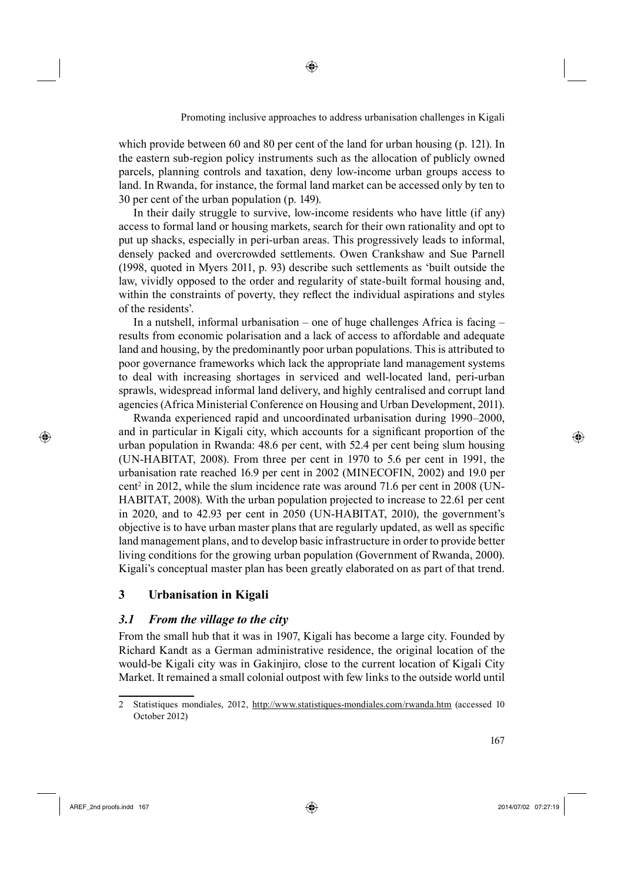which provide between 60 and 80 per cent of the land for urban housing (p. 121). In the eastern sub-region policy instruments such as the allocation of publicly owned parcels, planning controls and taxation, deny low-income urban groups access to land. In Rwanda, for instance, the formal land market can be accessed only by ten to 30 per cent of the urban population (p. 149).

In their daily struggle to survive, low-income residents who have little (if any) access to formal land or housing markets, search for their own rationality and opt to put up shacks, especially in peri-urban areas. This progressively leads to informal, densely packed and overcrowded settlements. Owen Crankshaw and Sue Parnell (1998, quoted in Myers 2011, p. 93) describe such settlements as 'built outside the law, vividly opposed to the order and regularity of state-built formal housing and, within the constraints of poverty, they reflect the individual aspirations and styles of the residents'.

In a nutshell, informal urbanisation – one of huge challenges Africa is facing – results from economic polarisation and a lack of access to affordable and adequate land and housing, by the predominantly poor urban populations. This is attributed to poor governance frameworks which lack the appropriate land management systems to deal with increasing shortages in serviced and well-located land, peri-urban sprawls, widespread informal land delivery, and highly centralised and corrupt land agencies (Africa Ministerial Conference on Housing and Urban Development, 2011).

Rwanda experienced rapid and uncoordinated urbanisation during 1990–2000, and in particular in Kigali city, which accounts for a significant proportion of the urban population in Rwanda: 48.6 per cent, with 52.4 per cent being slum housing (UN-HABITAT, 2008). From three per cent in 1970 to 5.6 per cent in 1991, the urbanisation rate reached 16.9 per cent in 2002 (MINECOFIN, 2002) and 19.0 per cent[2] in 2012, while the slum incidence rate was around 71.6 per cent in 2008 (UN-HABITAT, 2008). With the urban population projected to increase to 22.61 per cent in 2020, and to 42.93 per cent in 2050 (UN-HABITAT, 2010), the government's objective is to have urban master plans that are regularly updated, as well as specific land management plans, and to develop basic infrastructure in order to provide better living conditions for the growing urban population (Government of Rwanda, 2000). Kigali's conceptual master plan has been greatly elaborated on as part of that trend.

## 3 Urbanisation in Kigali

### *3.1 From the village to the city*

From the small hub that it was in 1907, Kigali has become a large city. Founded by Richard Kandt as a German administrative residence, the original location of the would-be Kigali city was in Gakinjiro, close to the current location of Kigali City Market. It remained a small colonial outpost with few links to the outside world until

---

2 Statistiques mondiales, 2012, http://www.statistiques-mondiales.com/rwanda.htm (accessed 10 October 2012)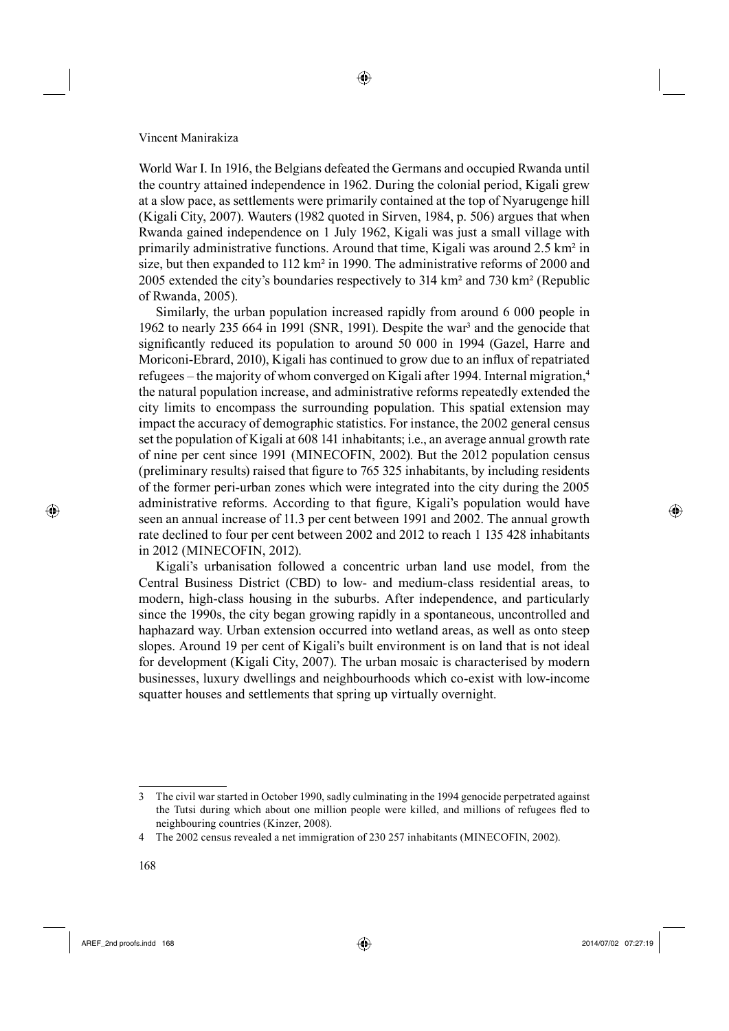World War I. In 1916, the Belgians defeated the Germans and occupied Rwanda until the country attained independence in 1962. During the colonial period, Kigali grew at a slow pace, as settlements were primarily contained at the top of Nyarugenge hill (Kigali City, 2007). Wauters (1982 quoted in Sirven, 1984, p. 506) argues that when Rwanda gained independence on 1 July 1962, Kigali was just a small village with primarily administrative functions. Around that time, Kigali was around 2.5 km² in size, but then expanded to 112 km² in 1990. The administrative reforms of 2000 and 2005 extended the city's boundaries respectively to 314 km² and 730 km² (Republic of Rwanda, 2005).

Similarly, the urban population increased rapidly from around 6 000 people in 1962 to nearly 235 664 in 1991 (SNR, 1991). Despite the war[3] and the genocide that significantly reduced its population to around 50 000 in 1994 (Gazel, Harre and Moriconi-Ebrard, 2010), Kigali has continued to grow due to an influx of repatriated refugees – the majority of whom converged on Kigali after 1994. Internal migration,[4] the natural population increase, and administrative reforms repeatedly extended the city limits to encompass the surrounding population. This spatial extension may impact the accuracy of demographic statistics. For instance, the 2002 general census set the population of Kigali at 608 141 inhabitants; i.e., an average annual growth rate of nine per cent since 1991 (MINECOFIN, 2002). But the 2012 population census (preliminary results) raised that figure to 765 325 inhabitants, by including residents of the former peri-urban zones which were integrated into the city during the 2005 administrative reforms. According to that figure, Kigali's population would have seen an annual increase of 11.3 per cent between 1991 and 2002. The annual growth rate declined to four per cent between 2002 and 2012 to reach 1 135 428 inhabitants in 2012 (MINECOFIN, 2012).

Kigali's urbanisation followed a concentric urban land use model, from the Central Business District (CBD) to low- and medium-class residential areas, to modern, high-class housing in the suburbs. After independence, and particularly since the 1990s, the city began growing rapidly in a spontaneous, uncontrolled and haphazard way. Urban extension occurred into wetland areas, as well as onto steep slopes. Around 19 per cent of Kigali's built environment is on land that is not ideal for development (Kigali City, 2007). The urban mosaic is characterised by modern businesses, luxury dwellings and neighbourhoods which co-exist with low-income squatter houses and settlements that spring up virtually overnight.

---

[3] The civil war started in October 1990, sadly culminating in the 1994 genocide perpetrated against the Tutsi during which about one million people were killed, and millions of refugees fled to neighbouring countries (Kinzer, 2008).

[4] The 2002 census revealed a net immigration of 230 257 inhabitants (MINECOFIN, 2002).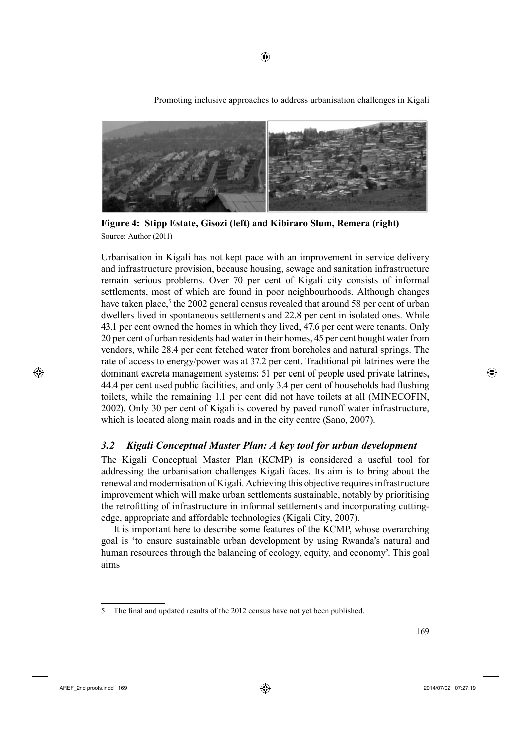**Figure 4: Stipp Estate, Gisozi (left) and Kibiraro Slum, Remera (right)**

Source: Author (2011)

Urbanisation in Kigali has not kept pace with an improvement in service delivery and infrastructure provision, because housing, sewage and sanitation infrastructure remain serious problems. Over 70 per cent of Kigali city consists of informal settlements, most of which are found in poor neighbourhoods. Although changes have taken place,[5] the 2002 general census revealed that around 58 per cent of urban dwellers lived in spontaneous settlements and 22.8 per cent in isolated ones. While 43.1 per cent owned the homes in which they lived, 47.6 per cent were tenants. Only 20 per cent of urban residents had water in their homes, 45 per cent bought water from vendors, while 28.4 per cent fetched water from boreholes and natural springs. The rate of access to energy/power was at 37.2 per cent. Traditional pit latrines were the dominant excreta management systems: 51 per cent of people used private latrines, 44.4 per cent used public facilities, and only 3.4 per cent of households had flushing toilets, while the remaining 1.1 per cent did not have toilets at all (MINECOFIN, 2002). Only 30 per cent of Kigali is covered by paved runoff water infrastructure, which is located along main roads and in the city centre (Sano, 2007).

### *3.2 Kigali Conceptual Master Plan: A key tool for urban development*

The Kigali Conceptual Master Plan (KCMP) is considered a useful tool for addressing the urbanisation challenges Kigali faces. Its aim is to bring about the renewal and modernisation of Kigali. Achieving this objective requires infrastructure improvement which will make urban settlements sustainable, notably by prioritising the retrofitting of infrastructure in informal settlements and incorporating cutting-edge, appropriate and affordable technologies (Kigali City, 2007).

It is important here to describe some features of the KCMP, whose overarching goal is 'to ensure sustainable urban development by using Rwanda's natural and human resources through the balancing of ecology, equity, and economy'. This goal aims

---

5 The final and updated results of the 2012 census have not yet been published.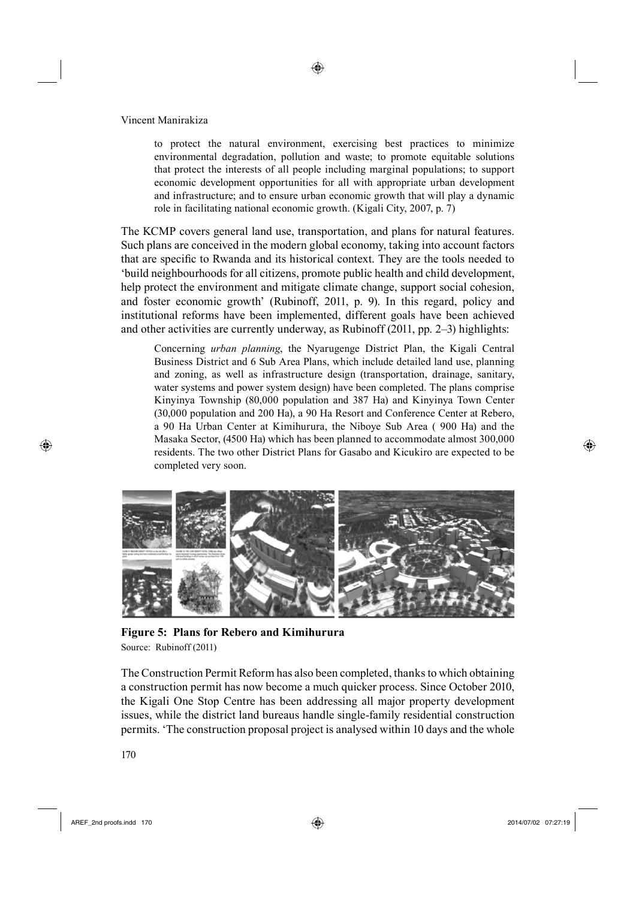> to protect the natural environment, exercising best practices to minimize environmental degradation, pollution and waste; to promote equitable solutions that protect the interests of all people including marginal populations; to support economic development opportunities for all with appropriate urban development and infrastructure; and to ensure urban economic growth that will play a dynamic role in facilitating national economic growth. (Kigali City, 2007, p. 7)

The KCMP covers general land use, transportation, and plans for natural features. Such plans are conceived in the modern global economy, taking into account factors that are specific to Rwanda and its historical context. They are the tools needed to 'build neighbourhoods for all citizens, promote public health and child development, help protect the environment and mitigate climate change, support social cohesion, and foster economic growth' (Rubinoff, 2011, p. 9). In this regard, policy and institutional reforms have been implemented, different goals have been achieved and other activities are currently underway, as Rubinoff (2011, pp. 2–3) highlights:

> Concerning *urban planning*, the Nyarugenge District Plan, the Kigali Central Business District and 6 Sub Area Plans, which include detailed land use, planning and zoning, as well as infrastructure design (transportation, drainage, sanitary, water systems and power system design) have been completed. The plans comprise Kinyinya Township (80,000 population and 387 Ha) and Kinyinya Town Center (30,000 population and 200 Ha), a 90 Ha Resort and Conference Center at Rebero, a 90 Ha Urban Center at Kimihurura, the Niboye Sub Area ( 900 Ha) and the Masaka Sector, (4500 Ha) which has been planned to accommodate almost 300,000 residents. The two other District Plans for Gasabo and Kicukiro are expected to be completed very soon.

**Figure 5: Plans for Rebero and Kimihurura**
Source: Rubinoff (2011)

The Construction Permit Reform has also been completed, thanks to which obtaining a construction permit has now become a much quicker process. Since October 2010, the Kigali One Stop Centre has been addressing all major property development issues, while the district land bureaus handle single-family residential construction permits. 'The construction proposal project is analysed within 10 days and the whole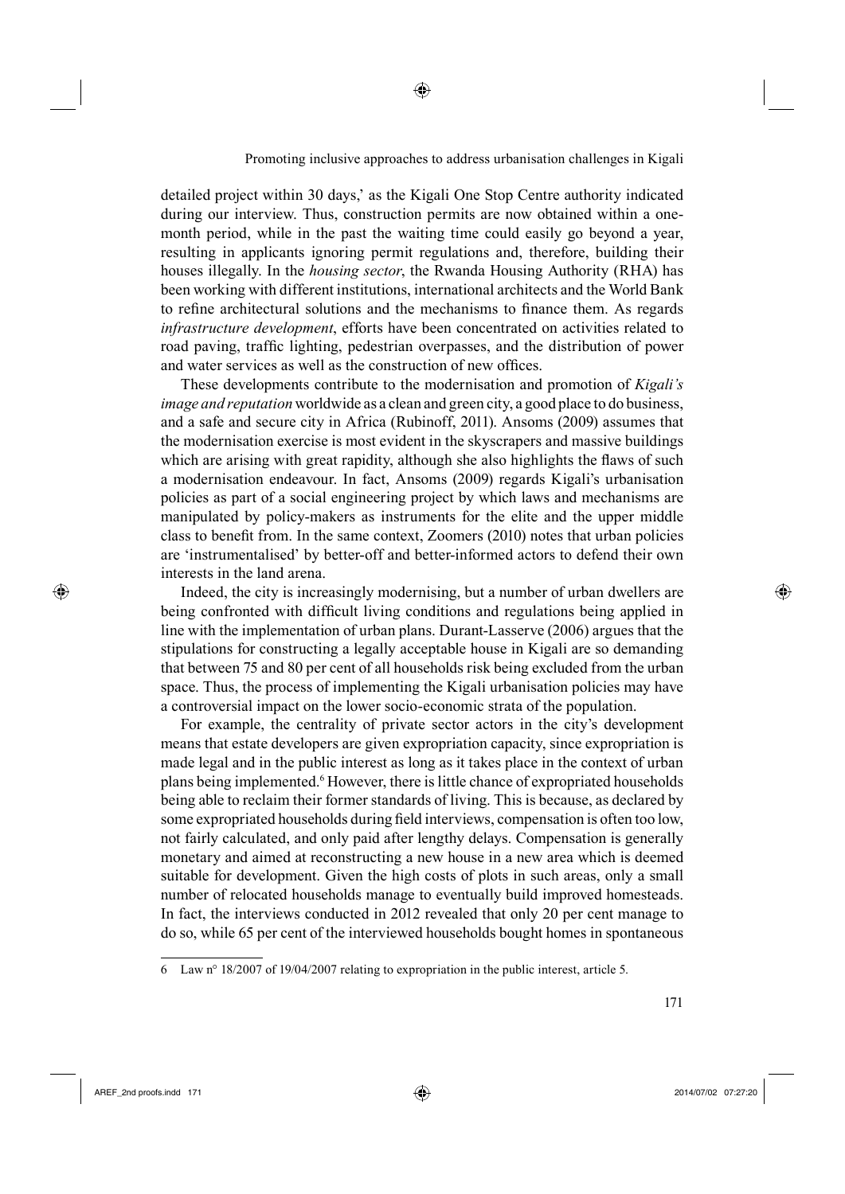detailed project within 30 days,' as the Kigali One Stop Centre authority indicated during our interview. Thus, construction permits are now obtained within a one-month period, while in the past the waiting time could easily go beyond a year, resulting in applicants ignoring permit regulations and, therefore, building their houses illegally. In the *housing sector*, the Rwanda Housing Authority (RHA) has been working with different institutions, international architects and the World Bank to refine architectural solutions and the mechanisms to finance them. As regards *infrastructure development*, efforts have been concentrated on activities related to road paving, traffic lighting, pedestrian overpasses, and the distribution of power and water services as well as the construction of new offices.

These developments contribute to the modernisation and promotion of *Kigali's image and reputation* worldwide as a clean and green city, a good place to do business, and a safe and secure city in Africa (Rubinoff, 2011). Ansoms (2009) assumes that the modernisation exercise is most evident in the skyscrapers and massive buildings which are arising with great rapidity, although she also highlights the flaws of such a modernisation endeavour. In fact, Ansoms (2009) regards Kigali's urbanisation policies as part of a social engineering project by which laws and mechanisms are manipulated by policy-makers as instruments for the elite and the upper middle class to benefit from. In the same context, Zoomers (2010) notes that urban policies are 'instrumentalised' by better-off and better-informed actors to defend their own interests in the land arena.

Indeed, the city is increasingly modernising, but a number of urban dwellers are being confronted with difficult living conditions and regulations being applied in line with the implementation of urban plans. Durant-Lasserve (2006) argues that the stipulations for constructing a legally acceptable house in Kigali are so demanding that between 75 and 80 per cent of all households risk being excluded from the urban space. Thus, the process of implementing the Kigali urbanisation policies may have a controversial impact on the lower socio-economic strata of the population.

For example, the centrality of private sector actors in the city's development means that estate developers are given expropriation capacity, since expropriation is made legal and in the public interest as long as it takes place in the context of urban plans being implemented.[6] However, there is little chance of expropriated households being able to reclaim their former standards of living. This is because, as declared by some expropriated households during field interviews, compensation is often too low, not fairly calculated, and only paid after lengthy delays. Compensation is generally monetary and aimed at reconstructing a new house in a new area which is deemed suitable for development. Given the high costs of plots in such areas, only a small number of relocated households manage to eventually build improved homesteads. In fact, the interviews conducted in 2012 revealed that only 20 per cent manage to do so, while 65 per cent of the interviewed households bought homes in spontaneous

6 Law n° 18/2007 of 19/04/2007 relating to expropriation in the public interest, article 5.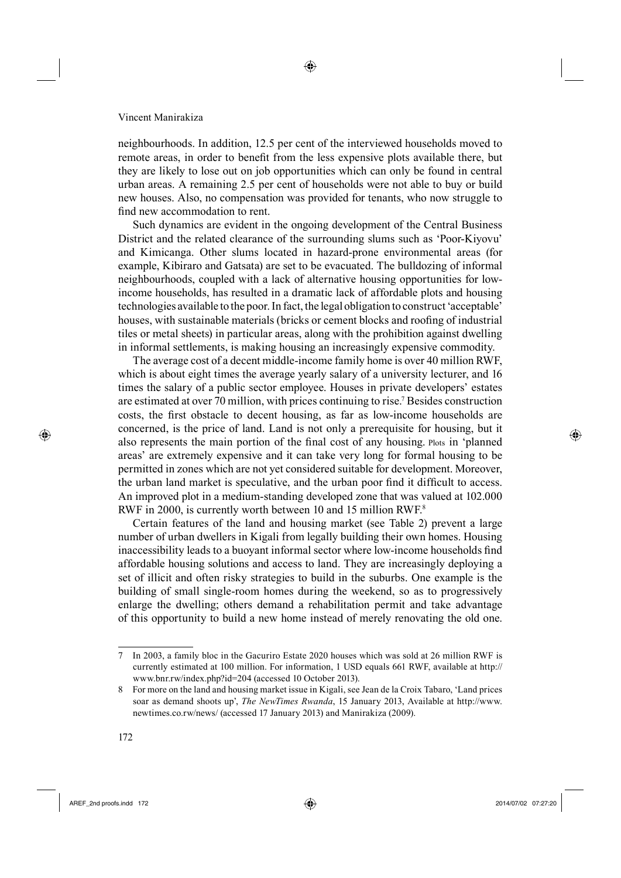neighbourhoods. In addition, 12.5 per cent of the interviewed households moved to remote areas, in order to benefit from the less expensive plots available there, but they are likely to lose out on job opportunities which can only be found in central urban areas. A remaining 2.5 per cent of households were not able to buy or build new houses. Also, no compensation was provided for tenants, who now struggle to find new accommodation to rent.

Such dynamics are evident in the ongoing development of the Central Business District and the related clearance of the surrounding slums such as 'Poor-Kiyovu' and Kimicanga. Other slums located in hazard-prone environmental areas (for example, Kibiraro and Gatsata) are set to be evacuated. The bulldozing of informal neighbourhoods, coupled with a lack of alternative housing opportunities for low-income households, has resulted in a dramatic lack of affordable plots and housing technologies available to the poor. In fact, the legal obligation to construct 'acceptable' houses, with sustainable materials (bricks or cement blocks and roofing of industrial tiles or metal sheets) in particular areas, along with the prohibition against dwelling in informal settlements, is making housing an increasingly expensive commodity.

The average cost of a decent middle-income family home is over 40 million RWF, which is about eight times the average yearly salary of a university lecturer, and 16 times the salary of a public sector employee. Houses in private developers' estates are estimated at over 70 million, with prices continuing to rise.[7] Besides construction costs, the first obstacle to decent housing, as far as low-income households are concerned, is the price of land. Land is not only a prerequisite for housing, but it also represents the main portion of the final cost of any housing. Plots in 'planned areas' are extremely expensive and it can take very long for formal housing to be permitted in zones which are not yet considered suitable for development. Moreover, the urban land market is speculative, and the urban poor find it difficult to access. An improved plot in a medium-standing developed zone that was valued at 102.000 RWF in 2000, is currently worth between 10 and 15 million RWF.[8]

Certain features of the land and housing market (see Table 2) prevent a large number of urban dwellers in Kigali from legally building their own homes. Housing inaccessibility leads to a buoyant informal sector where low-income households find affordable housing solutions and access to land. They are increasingly deploying a set of illicit and often risky strategies to build in the suburbs. One example is the building of small single-room homes during the weekend, so as to progressively enlarge the dwelling; others demand a rehabilitation permit and take advantage of this opportunity to build a new home instead of merely renovating the old one.

---

7 In 2003, a family bloc in the Gacuriro Estate 2020 houses which was sold at 26 million RWF is currently estimated at 100 million. For information, 1 USD equals 661 RWF, available at http://www.bnr.rw/index.php?id=204 (accessed 10 October 2013).

8 For more on the land and housing market issue in Kigali, see Jean de la Croix Tabaro, 'Land prices soar as demand shoots up', *The NewTimes Rwanda*, 15 January 2013, Available at http://www.newtimes.co.rw/news/ (accessed 17 January 2013) and Manirakiza (2009).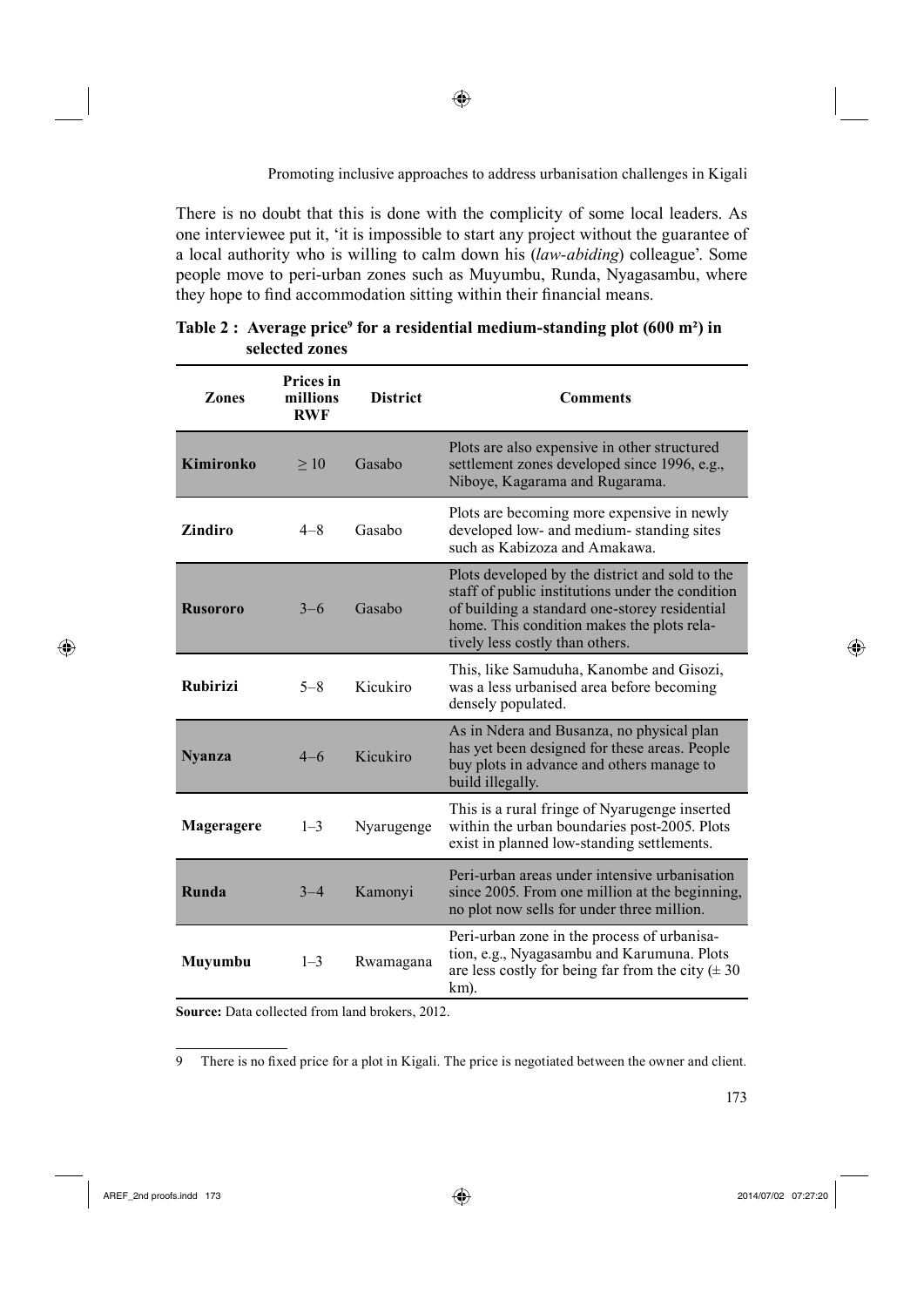There is no doubt that this is done with the complicity of some local leaders. As one interviewee put it, 'it is impossible to start any project without the guarantee of a local authority who is willing to calm down his (*law-abiding*) colleague'. Some people move to peri-urban zones such as Muyumbu, Runda, Nyagasambu, where they hope to find accommodation sitting within their financial means.

**Table 2 : Average price[9] for a residential medium-standing plot (600 m²) in selected zones**

| Zones | Prices in millions RWF | District | Comments |
|---|---|---|---|
| **Kimironko** | ≥ 10 | Gasabo | Plots are also expensive in other structured settlement zones developed since 1996, e.g., Niboye, Kagarama and Rugarama. |
| **Zindiro** | 4–8 | Gasabo | Plots are becoming more expensive in newly developed low- and medium- standing sites such as Kabizoza and Amakawa. |
| **Rusororo** | 3–6 | Gasabo | Plots developed by the district and sold to the staff of public institutions under the condition of building a standard one-storey residential home. This condition makes the plots relatively less costly than others. |
| **Rubirizi** | 5–8 | Kicukiro | This, like Samuduha, Kanombe and Gisozi, was a less urbanised area before becoming densely populated. |
| **Nyanza** | 4–6 | Kicukiro | As in Ndera and Busanza, no physical plan has yet been designed for these areas. People buy plots in advance and others manage to build illegally. |
| **Mageragere** | 1–3 | Nyarugenge | This is a rural fringe of Nyarugenge inserted within the urban boundaries post-2005. Plots exist in planned low-standing settlements. |
| **Runda** | 3–4 | Kamonyi | Peri-urban areas under intensive urbanisation since 2005. From one million at the beginning, no plot now sells for under three million. |
| **Muyumbu** | 1–3 | Rwamagana | Peri-urban zone in the process of urbanisation, e.g., Nyagasambu and Karumuna. Plots are less costly for being far from the city (± 30 km). |

**Source:** Data collected from land brokers, 2012.

---

9 There is no fixed price for a plot in Kigali. The price is negotiated between the owner and client.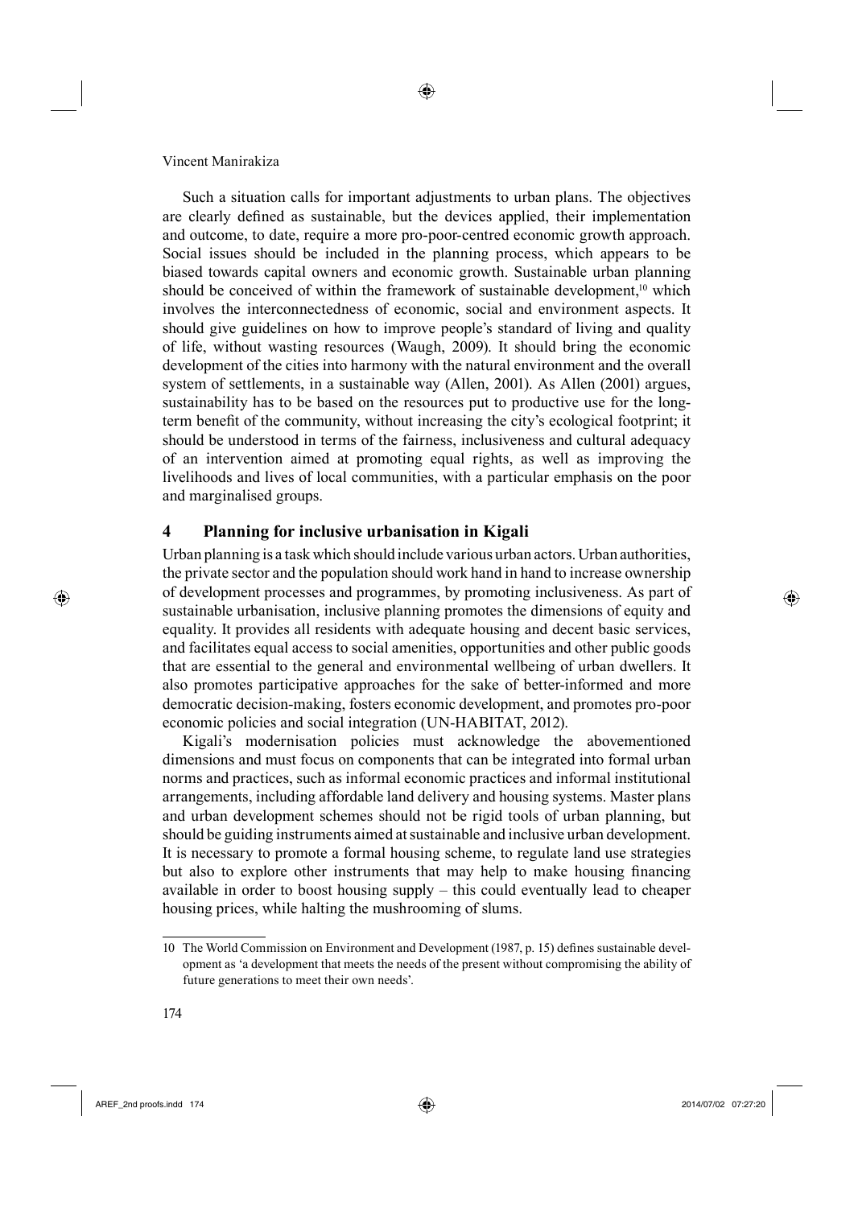Such a situation calls for important adjustments to urban plans. The objectives are clearly defined as sustainable, but the devices applied, their implementation and outcome, to date, require a more pro-poor-centred economic growth approach. Social issues should be included in the planning process, which appears to be biased towards capital owners and economic growth. Sustainable urban planning should be conceived of within the framework of sustainable development,[10] which involves the interconnectedness of economic, social and environment aspects. It should give guidelines on how to improve people's standard of living and quality of life, without wasting resources (Waugh, 2009). It should bring the economic development of the cities into harmony with the natural environment and the overall system of settlements, in a sustainable way (Allen, 2001). As Allen (2001) argues, sustainability has to be based on the resources put to productive use for the long-term benefit of the community, without increasing the city's ecological footprint; it should be understood in terms of the fairness, inclusiveness and cultural adequacy of an intervention aimed at promoting equal rights, as well as improving the livelihoods and lives of local communities, with a particular emphasis on the poor and marginalised groups.

## 4 Planning for inclusive urbanisation in Kigali

Urban planning is a task which should include various urban actors. Urban authorities, the private sector and the population should work hand in hand to increase ownership of development processes and programmes, by promoting inclusiveness. As part of sustainable urbanisation, inclusive planning promotes the dimensions of equity and equality. It provides all residents with adequate housing and decent basic services, and facilitates equal access to social amenities, opportunities and other public goods that are essential to the general and environmental wellbeing of urban dwellers. It also promotes participative approaches for the sake of better-informed and more democratic decision-making, fosters economic development, and promotes pro-poor economic policies and social integration (UN-HABITAT, 2012).

Kigali's modernisation policies must acknowledge the abovementioned dimensions and must focus on components that can be integrated into formal urban norms and practices, such as informal economic practices and informal institutional arrangements, including affordable land delivery and housing systems. Master plans and urban development schemes should not be rigid tools of urban planning, but should be guiding instruments aimed at sustainable and inclusive urban development. It is necessary to promote a formal housing scheme, to regulate land use strategies but also to explore other instruments that may help to make housing financing available in order to boost housing supply – this could eventually lead to cheaper housing prices, while halting the mushrooming of slums.

---

10 The World Commission on Environment and Development (1987, p. 15) defines sustainable development as 'a development that meets the needs of the present without compromising the ability of future generations to meet their own needs'.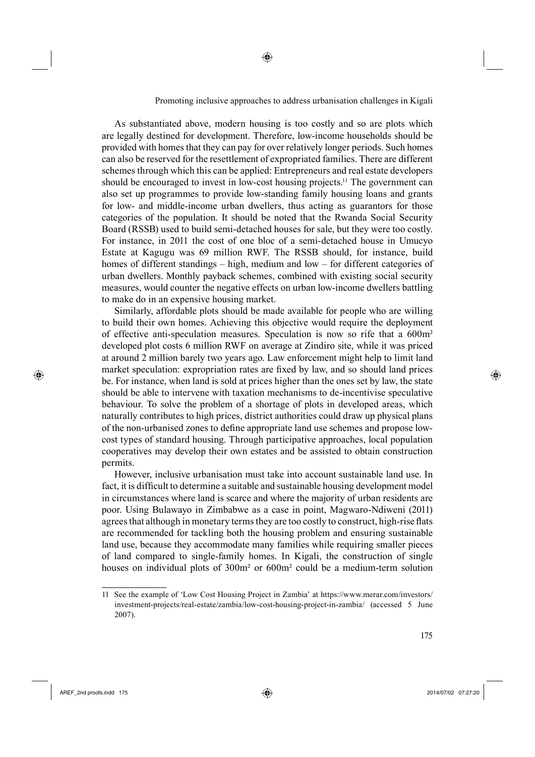As substantiated above, modern housing is too costly and so are plots which are legally destined for development. Therefore, low-income households should be provided with homes that they can pay for over relatively longer periods. Such homes can also be reserved for the resettlement of expropriated families. There are different schemes through which this can be applied: Entrepreneurs and real estate developers should be encouraged to invest in low-cost housing projects.[11] The government can also set up programmes to provide low-standing family housing loans and grants for low- and middle-income urban dwellers, thus acting as guarantors for those categories of the population. It should be noted that the Rwanda Social Security Board (RSSB) used to build semi-detached houses for sale, but they were too costly. For instance, in 2011 the cost of one bloc of a semi-detached house in Umucyo Estate at Kagugu was 69 million RWF. The RSSB should, for instance, build homes of different standings – high, medium and low – for different categories of urban dwellers. Monthly payback schemes, combined with existing social security measures, would counter the negative effects on urban low-income dwellers battling to make do in an expensive housing market.

Similarly, affordable plots should be made available for people who are willing to build their own homes. Achieving this objective would require the deployment of effective anti-speculation measures. Speculation is now so rife that a 600m² developed plot costs 6 million RWF on average at Zindiro site, while it was priced at around 2 million barely two years ago. Law enforcement might help to limit land market speculation: expropriation rates are fixed by law, and so should land prices be. For instance, when land is sold at prices higher than the ones set by law, the state should be able to intervene with taxation mechanisms to de-incentivise speculative behaviour. To solve the problem of a shortage of plots in developed areas, which naturally contributes to high prices, district authorities could draw up physical plans of the non-urbanised zones to define appropriate land use schemes and propose low-cost types of standard housing. Through participative approaches, local population cooperatives may develop their own estates and be assisted to obtain construction permits.

However, inclusive urbanisation must take into account sustainable land use. In fact, it is difficult to determine a suitable and sustainable housing development model in circumstances where land is scarce and where the majority of urban residents are poor. Using Bulawayo in Zimbabwe as a case in point, Magwaro-Ndiweni (2011) agrees that although in monetary terms they are too costly to construct, high-rise flats are recommended for tackling both the housing problem and ensuring sustainable land use, because they accommodate many families while requiring smaller pieces of land compared to single-family homes. In Kigali, the construction of single houses on individual plots of 300m² or 600m² could be a medium-term solution

---

11 See the example of 'Low Cost Housing Project in Zambia' at https://www.merar.com/investors/investment-projects/real-estate/zambia/low-cost-housing-project-in-zambia/ (accessed 5 June 2007).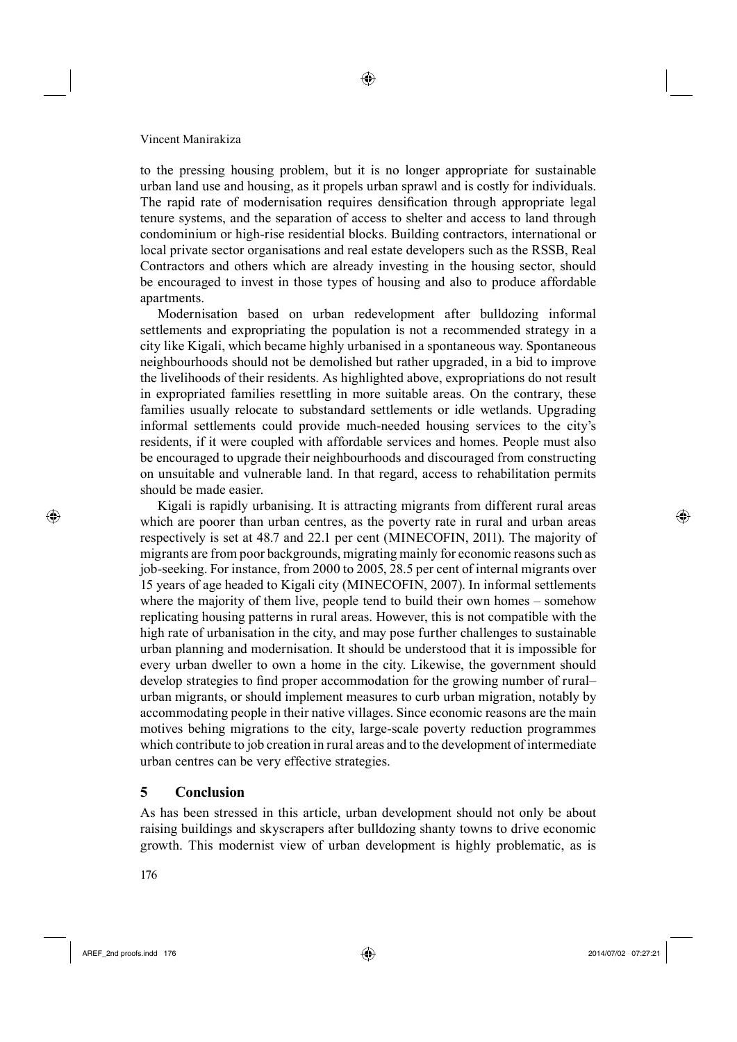to the pressing housing problem, but it is no longer appropriate for sustainable urban land use and housing, as it propels urban sprawl and is costly for individuals. The rapid rate of modernisation requires densification through appropriate legal tenure systems, and the separation of access to shelter and access to land through condominium or high-rise residential blocks. Building contractors, international or local private sector organisations and real estate developers such as the RSSB, Real Contractors and others which are already investing in the housing sector, should be encouraged to invest in those types of housing and also to produce affordable apartments.

Modernisation based on urban redevelopment after bulldozing informal settlements and expropriating the population is not a recommended strategy in a city like Kigali, which became highly urbanised in a spontaneous way. Spontaneous neighbourhoods should not be demolished but rather upgraded, in a bid to improve the livelihoods of their residents. As highlighted above, expropriations do not result in expropriated families resettling in more suitable areas. On the contrary, these families usually relocate to substandard settlements or idle wetlands. Upgrading informal settlements could provide much-needed housing services to the city's residents, if it were coupled with affordable services and homes. People must also be encouraged to upgrade their neighbourhoods and discouraged from constructing on unsuitable and vulnerable land. In that regard, access to rehabilitation permits should be made easier.

Kigali is rapidly urbanising. It is attracting migrants from different rural areas which are poorer than urban centres, as the poverty rate in rural and urban areas respectively is set at 48.7 and 22.1 per cent (MINECOFIN, 2011). The majority of migrants are from poor backgrounds, migrating mainly for economic reasons such as job-seeking. For instance, from 2000 to 2005, 28.5 per cent of internal migrants over 15 years of age headed to Kigali city (MINECOFIN, 2007). In informal settlements where the majority of them live, people tend to build their own homes – somehow replicating housing patterns in rural areas. However, this is not compatible with the high rate of urbanisation in the city, and may pose further challenges to sustainable urban planning and modernisation. It should be understood that it is impossible for every urban dweller to own a home in the city. Likewise, the government should develop strategies to find proper accommodation for the growing number of rural–urban migrants, or should implement measures to curb urban migration, notably by accommodating people in their native villages. Since economic reasons are the main motives behing migrations to the city, large-scale poverty reduction programmes which contribute to job creation in rural areas and to the development of intermediate urban centres can be very effective strategies.

## 5 Conclusion

As has been stressed in this article, urban development should not only be about raising buildings and skyscrapers after bulldozing shanty towns to drive economic growth. This modernist view of urban development is highly problematic, as is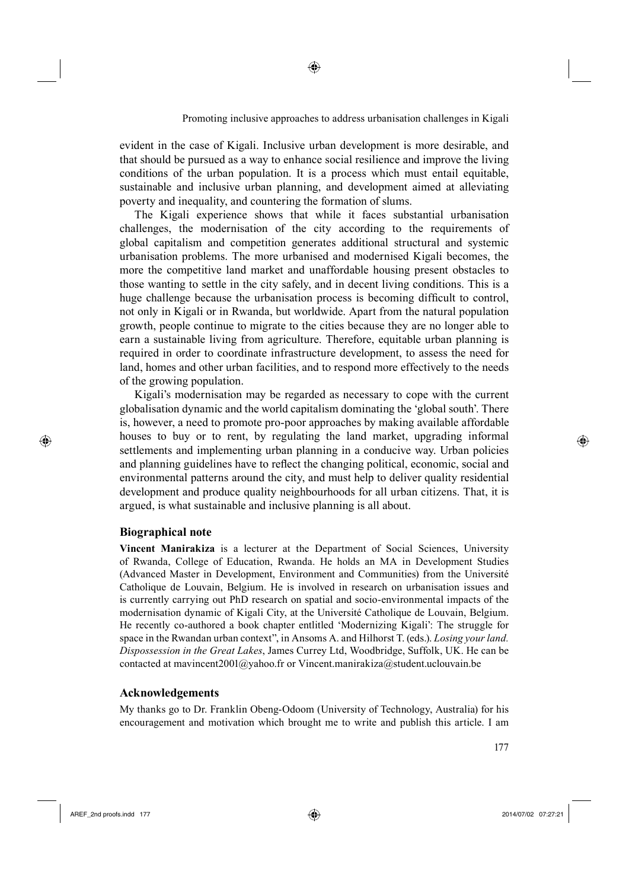evident in the case of Kigali. Inclusive urban development is more desirable, and that should be pursued as a way to enhance social resilience and improve the living conditions of the urban population. It is a process which must entail equitable, sustainable and inclusive urban planning, and development aimed at alleviating poverty and inequality, and countering the formation of slums.

The Kigali experience shows that while it faces substantial urbanisation challenges, the modernisation of the city according to the requirements of global capitalism and competition generates additional structural and systemic urbanisation problems. The more urbanised and modernised Kigali becomes, the more the competitive land market and unaffordable housing present obstacles to those wanting to settle in the city safely, and in decent living conditions. This is a huge challenge because the urbanisation process is becoming difficult to control, not only in Kigali or in Rwanda, but worldwide. Apart from the natural population growth, people continue to migrate to the cities because they are no longer able to earn a sustainable living from agriculture. Therefore, equitable urban planning is required in order to coordinate infrastructure development, to assess the need for land, homes and other urban facilities, and to respond more effectively to the needs of the growing population.

Kigali's modernisation may be regarded as necessary to cope with the current globalisation dynamic and the world capitalism dominating the 'global south'. There is, however, a need to promote pro-poor approaches by making available affordable houses to buy or to rent, by regulating the land market, upgrading informal settlements and implementing urban planning in a conducive way. Urban policies and planning guidelines have to reflect the changing political, economic, social and environmental patterns around the city, and must help to deliver quality residential development and produce quality neighbourhoods for all urban citizens. That, it is argued, is what sustainable and inclusive planning is all about.

## Biographical note

**Vincent Manirakiza** is a lecturer at the Department of Social Sciences, University of Rwanda, College of Education, Rwanda. He holds an MA in Development Studies (Advanced Master in Development, Environment and Communities) from the Université Catholique de Louvain, Belgium. He is involved in research on urbanisation issues and is currently carrying out PhD research on spatial and socio-environmental impacts of the modernisation dynamic of Kigali City, at the Université Catholique de Louvain, Belgium. He recently co-authored a book chapter entlitled 'Modernizing Kigali': The struggle for space in the Rwandan urban context", in Ansoms A. and Hilhorst T. (eds.). *Losing your land. Dispossession in the Great Lakes*, James Currey Ltd, Woodbridge, Suffolk, UK. He can be contacted at mavincent2001@yahoo.fr or Vincent.manirakiza@student.uclouvain.be

## Acknowledgements

My thanks go to Dr. Franklin Obeng-Odoom (University of Technology, Australia) for his encouragement and motivation which brought me to write and publish this article. I am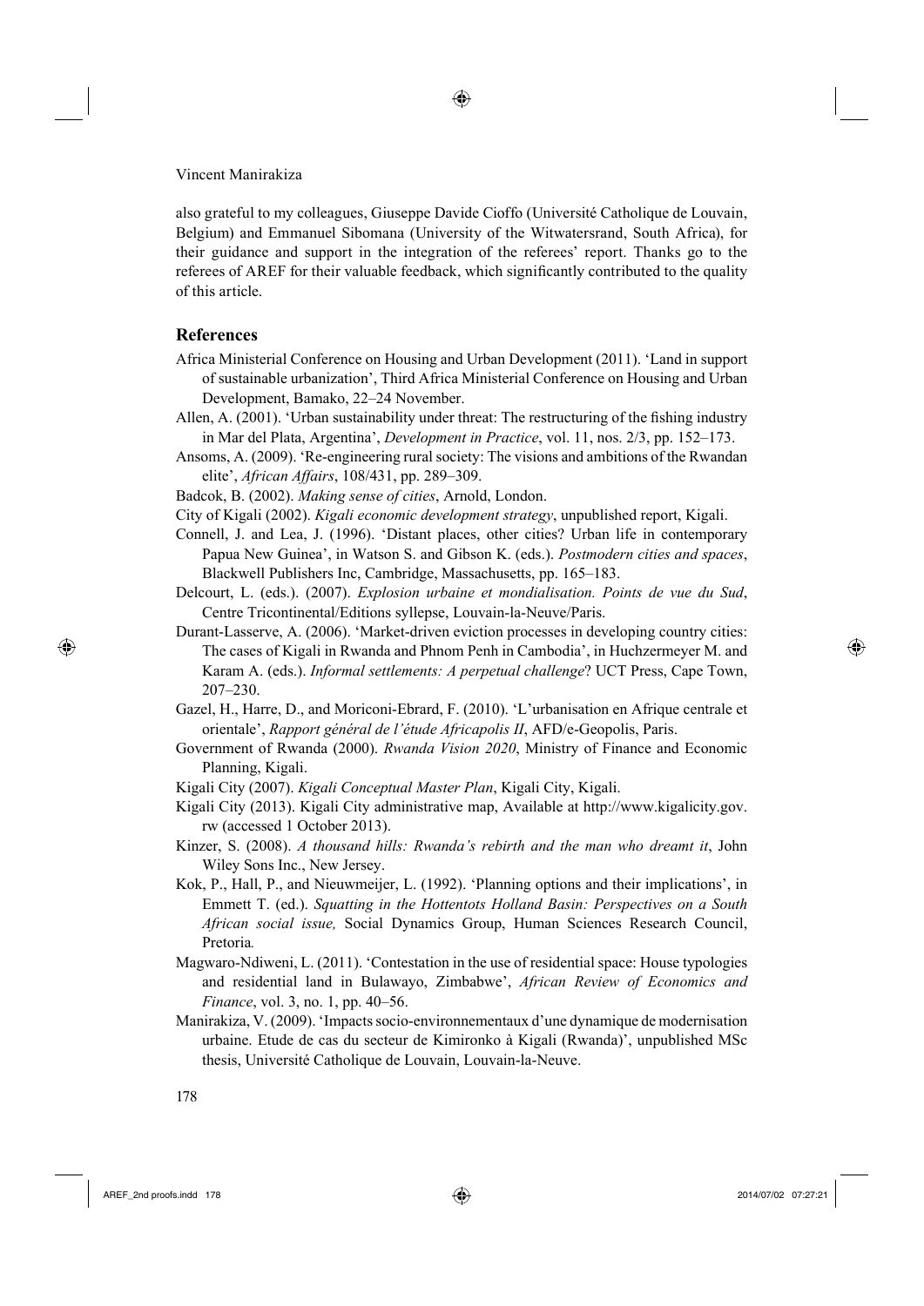also grateful to my colleagues, Giuseppe Davide Cioffo (Université Catholique de Louvain, Belgium) and Emmanuel Sibomana (University of the Witwatersrand, South Africa), for their guidance and support in the integration of the referees' report. Thanks go to the referees of AREF for their valuable feedback, which significantly contributed to the quality of this article.

## References

Africa Ministerial Conference on Housing and Urban Development (2011). 'Land in support of sustainable urbanization', Third Africa Ministerial Conference on Housing and Urban Development, Bamako, 22–24 November.

Allen, A. (2001). 'Urban sustainability under threat: The restructuring of the fishing industry in Mar del Plata, Argentina', *Development in Practice*, vol. 11, nos. 2/3, pp. 152–173.

Ansoms, A. (2009). 'Re-engineering rural society: The visions and ambitions of the Rwandan elite', *African Affairs*, 108/431, pp. 289–309.

Badcok, B. (2002). *Making sense of cities*, Arnold, London.

City of Kigali (2002). *Kigali economic development strategy*, unpublished report, Kigali.

Connell, J. and Lea, J. (1996). 'Distant places, other cities? Urban life in contemporary Papua New Guinea', in Watson S. and Gibson K. (eds.). *Postmodern cities and spaces*, Blackwell Publishers Inc, Cambridge, Massachusetts, pp. 165–183.

Delcourt, L. (eds.). (2007). *Explosion urbaine et mondialisation. Points de vue du Sud*, Centre Tricontinental/Editions syllepse, Louvain-la-Neuve/Paris.

Durant-Lasserve, A. (2006). 'Market-driven eviction processes in developing country cities: The cases of Kigali in Rwanda and Phnom Penh in Cambodia', in Huchzermeyer M. and Karam A. (eds.). *Informal settlements: A perpetual challenge*? UCT Press, Cape Town, 207–230.

Gazel, H., Harre, D., and Moriconi-Ebrard, F. (2010). 'L'urbanisation en Afrique centrale et orientale', *Rapport général de l'étude Africapolis II*, AFD/e-Geopolis, Paris.

Government of Rwanda (2000). *Rwanda Vision 2020*, Ministry of Finance and Economic Planning, Kigali.

Kigali City (2007). *Kigali Conceptual Master Plan*, Kigali City, Kigali.

Kigali City (2013). Kigali City administrative map, Available at http://www.kigalicity.gov.rw (accessed 1 October 2013).

Kinzer, S. (2008). *A thousand hills: Rwanda's rebirth and the man who dreamt it*, John Wiley Sons Inc., New Jersey.

Kok, P., Hall, P., and Nieuwmeijer, L. (1992). 'Planning options and their implications', in Emmett T. (ed.). *Squatting in the Hottentots Holland Basin: Perspectives on a South African social issue,* Social Dynamics Group, Human Sciences Research Council, Pretoria.

Magwaro-Ndiweni, L. (2011). 'Contestation in the use of residential space: House typologies and residential land in Bulawayo, Zimbabwe', *African Review of Economics and Finance*, vol. 3, no. 1, pp. 40–56.

Manirakiza, V. (2009). 'Impacts socio-environnementaux d'une dynamique de modernisation urbaine. Etude de cas du secteur de Kimironko à Kigali (Rwanda)', unpublished MSc thesis, Université Catholique de Louvain, Louvain-la-Neuve.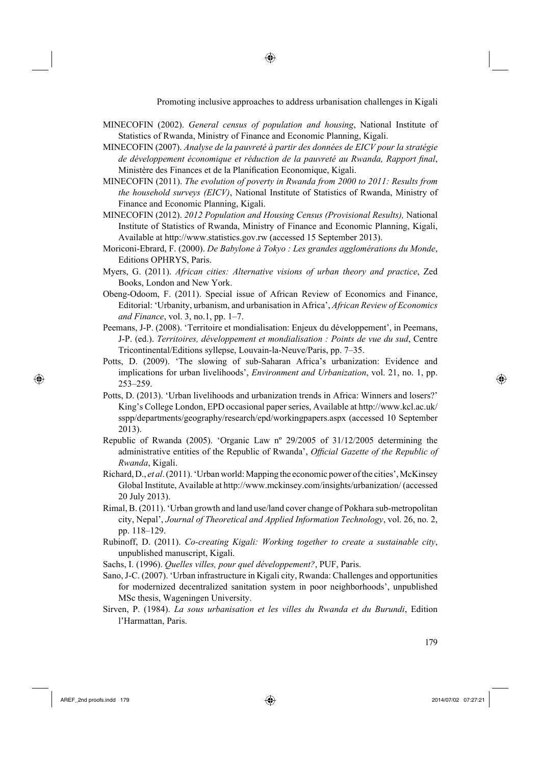MINECOFIN (2002). *General census of population and housing*, National Institute of Statistics of Rwanda, Ministry of Finance and Economic Planning, Kigali.

MINECOFIN (2007). *Analyse de la pauvreté à partir des données de EICV pour la stratégie de développement économique et réduction de la pauvreté au Rwanda, Rapport final*, Ministère des Finances et de la Planification Economique, Kigali.

MINECOFIN (2011). *The evolution of poverty in Rwanda from 2000 to 2011: Results from the household surveys (EICV)*, National Institute of Statistics of Rwanda, Ministry of Finance and Economic Planning, Kigali.

MINECOFIN (2012). *2012 Population and Housing Census (Provisional Results),* National Institute of Statistics of Rwanda, Ministry of Finance and Economic Planning, Kigali, Available at http://www.statistics.gov.rw (accessed 15 September 2013).

Moriconi-Ebrard, F. (2000). *De Babylone à Tokyo : Les grandes agglomérations du Monde*, Editions OPHRYS, Paris.

Myers, G. (2011). *African cities: Alternative visions of urban theory and practice*, Zed Books, London and New York.

Obeng-Odoom, F. (2011). Special issue of African Review of Economics and Finance, Editorial: 'Urbanity, urbanism, and urbanisation in Africa', *African Review of Economics and Finance*, vol. 3, no.1, pp. 1–7.

Peemans, J-P. (2008). 'Territoire et mondialisation: Enjeux du développement', in Peemans, J-P. (ed.). *Territoires, développement et mondialisation : Points de vue du sud*, Centre Tricontinental/Editions syllepse, Louvain-la-Neuve/Paris, pp. 7–35.

Potts, D. (2009). 'The slowing of sub-Saharan Africa's urbanization: Evidence and implications for urban livelihoods', *Environment and Urbanization*, vol. 21, no. 1, pp. 253–259.

Potts, D. (2013). 'Urban livelihoods and urbanization trends in Africa: Winners and losers?' King's College London, EPD occasional paper series, Available at http://www.kcl.ac.uk/sspp/departments/geography/research/epd/workingpapers.aspx (accessed 10 September 2013).

Republic of Rwanda (2005). 'Organic Law nº 29/2005 of 31/12/2005 determining the administrative entities of the Republic of Rwanda', *Official Gazette of the Republic of Rwanda*, Kigali.

Richard, D., *et al*. (2011). 'Urban world: Mapping the economic power of the cities', McKinsey Global Institute, Available at http://www.mckinsey.com/insights/urbanization/ (accessed 20 July 2013).

Rimal, B. (2011). 'Urban growth and land use/land cover change of Pokhara sub-metropolitan city, Nepal', *Journal of Theoretical and Applied Information Technology*, vol. 26, no. 2, pp. 118–129.

Rubinoff, D. (2011). *Co-creating Kigali: Working together to create a sustainable city*, unpublished manuscript, Kigali.

Sachs, I. (1996). *Quelles villes, pour quel développement?*, PUF, Paris.

Sano, J-C. (2007). 'Urban infrastructure in Kigali city, Rwanda: Challenges and opportunities for modernized decentralized sanitation system in poor neighborhoods', unpublished MSc thesis, Wageningen University.

Sirven, P. (1984). *La sous urbanisation et les villes du Rwanda et du Burundi*, Edition l'Harmattan, Paris.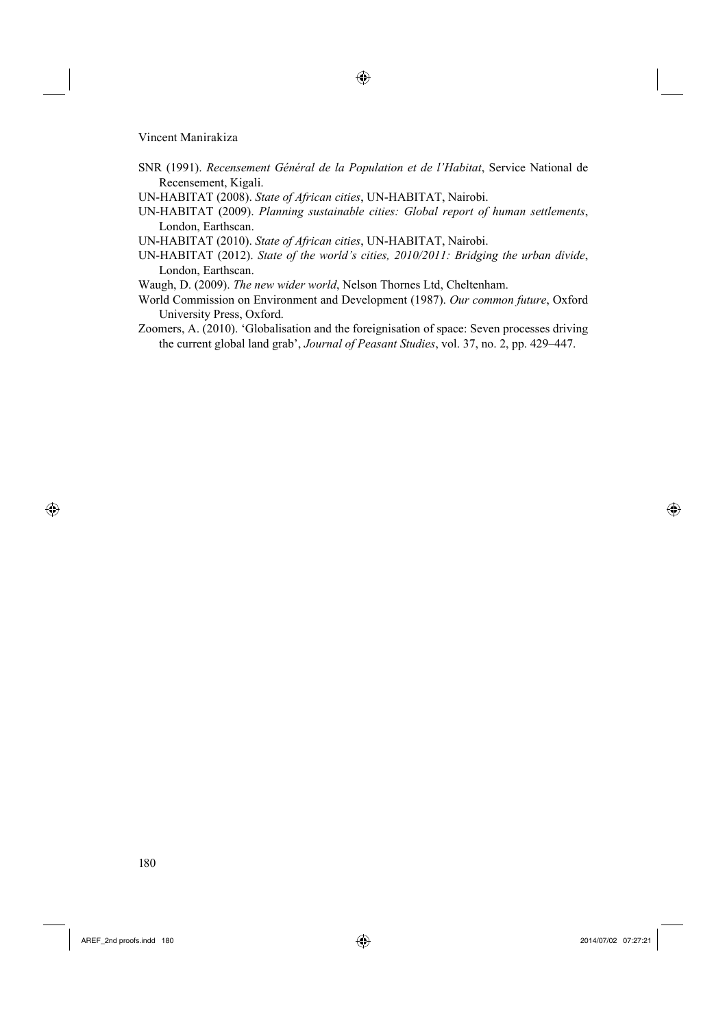SNR (1991). *Recensement Général de la Population et de l'Habitat*, Service National de Recensement, Kigali.

UN-HABITAT (2008). *State of African cities*, UN-HABITAT, Nairobi.

UN-HABITAT (2009). *Planning sustainable cities: Global report of human settlements*, London, Earthscan.

UN-HABITAT (2010). *State of African cities*, UN-HABITAT, Nairobi.

UN-HABITAT (2012). *State of the world's cities, 2010/2011: Bridging the urban divide*, London, Earthscan.

Waugh, D. (2009). *The new wider world*, Nelson Thornes Ltd, Cheltenham.

World Commission on Environment and Development (1987). *Our common future*, Oxford University Press, Oxford.

Zoomers, A. (2010). 'Globalisation and the foreignisation of space: Seven processes driving the current global land grab', *Journal of Peasant Studies*, vol. 37, no. 2, pp. 429–447.